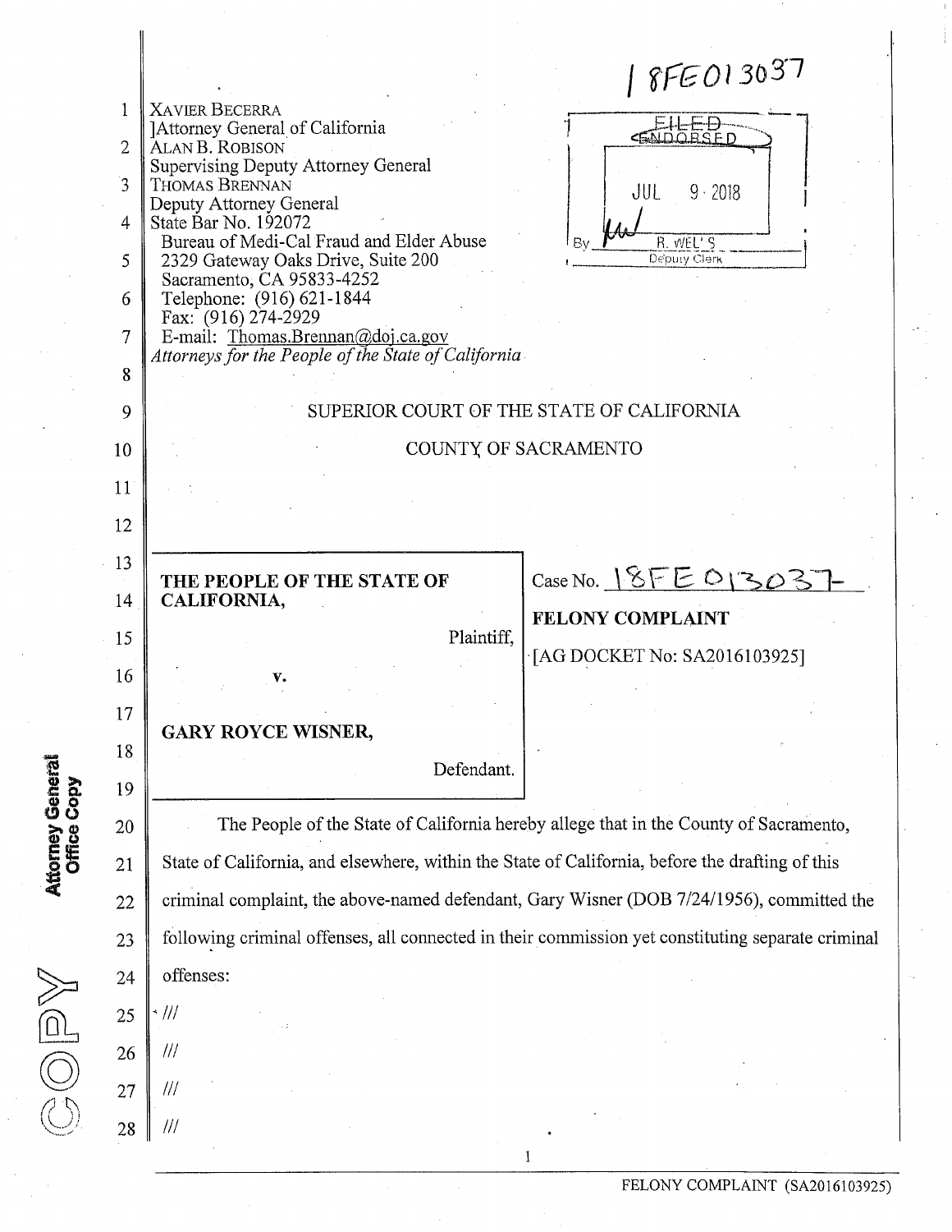18FE013037

XAVIER BECERRA
]Attorney General of California
ALAN B. ROBISON
Supervising Deputy Attorney General
THOMAS BRENNAN
Deputy Attorney General
State Bar No. 192072
Bureau of Medi-Cal Fraud and Elder Abuse
2329 Gateway Oaks Drive, Suite 200
Sacramento, CA 95833-4252
Telephone: (916) 621-1844
Fax: (916) 274-2929
E-mail: Thomas.Brennan@doj.ca.gov
*Attorneys for the People of the State of California*

FILED
ENDORSED
JUL 9 2018
By R. WELLS
Deputy Clerk

SUPERIOR COURT OF THE STATE OF CALIFORNIA

COUNTY OF SACRAMENTO

| | |
|---|---|
| **THE PEOPLE OF THE STATE OF CALIFORNIA,** Plaintiff, v. **GARY ROYCE WISNER,** Defendant. | Case No. 18FE013037 **FELONY COMPLAINT** [AG DOCKET No: SA2016103925] |

The People of the State of California hereby allege that in the County of Sacramento, State of California, and elsewhere, within the State of California, before the drafting of this criminal complaint, the above-named defendant, Gary Wisner (DOB 7/24/1956), committed the following criminal offenses, all connected in their commission yet constituting separate criminal offenses:

///

///

///

///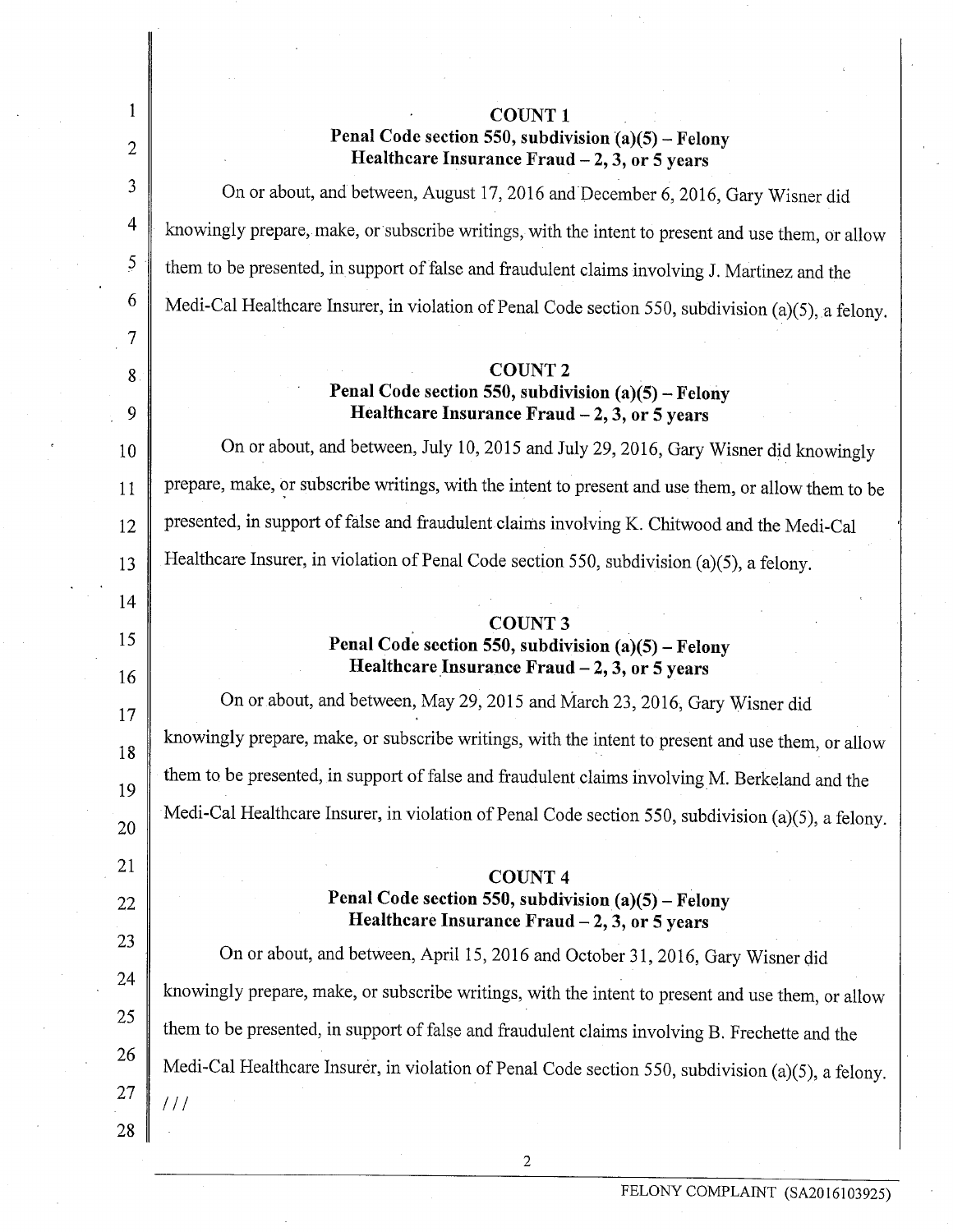**COUNT 1**
**Penal Code section 550, subdivision (a)(5) – Felony**
**Healthcare Insurance Fraud – 2, 3, or 5 years**

On or about, and between, August 17, 2016 and December 6, 2016, Gary Wisner did knowingly prepare, make, or subscribe writings, with the intent to present and use them, or allow them to be presented, in support of false and fraudulent claims involving J. Martinez and the Medi-Cal Healthcare Insurer, in violation of Penal Code section 550, subdivision (a)(5), a felony.

**COUNT 2**
**Penal Code section 550, subdivision (a)(5) – Felony**
**Healthcare Insurance Fraud – 2, 3, or 5 years**

On or about, and between, July 10, 2015 and July 29, 2016, Gary Wisner did knowingly prepare, make, or subscribe writings, with the intent to present and use them, or allow them to be presented, in support of false and fraudulent claims involving K. Chitwood and the Medi-Cal Healthcare Insurer, in violation of Penal Code section 550, subdivision (a)(5), a felony.

**COUNT 3**
**Penal Code section 550, subdivision (a)(5) – Felony**
**Healthcare Insurance Fraud – 2, 3, or 5 years**

On or about, and between, May 29, 2015 and March 23, 2016, Gary Wisner did knowingly prepare, make, or subscribe writings, with the intent to present and use them, or allow them to be presented, in support of false and fraudulent claims involving M. Berkeland and the Medi-Cal Healthcare Insurer, in violation of Penal Code section 550, subdivision (a)(5), a felony.

**COUNT 4**
**Penal Code section 550, subdivision (a)(5) – Felony**
**Healthcare Insurance Fraud – 2, 3, or 5 years**

On or about, and between, April 15, 2016 and October 31, 2016, Gary Wisner did knowingly prepare, make, or subscribe writings, with the intent to present and use them, or allow them to be presented, in support of false and fraudulent claims involving B. Frechette and the Medi-Cal Healthcare Insurer, in violation of Penal Code section 550, subdivision (a)(5), a felony.

///

FELONY COMPLAINT (SA2016103925)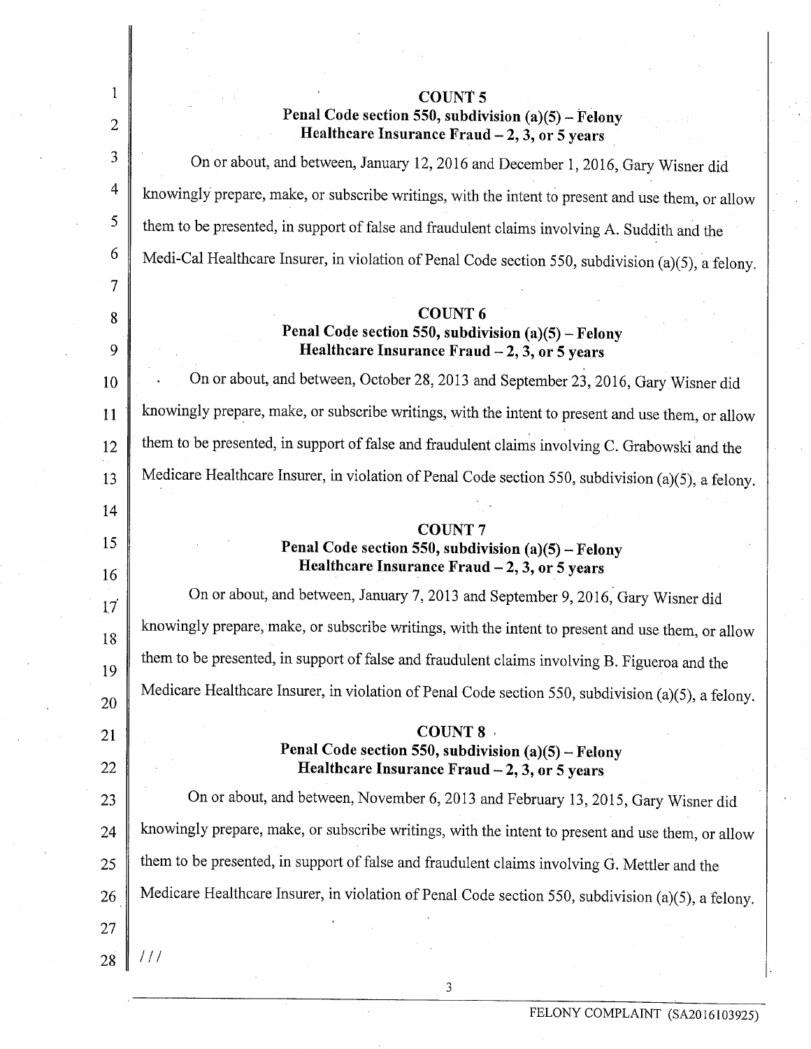**COUNT 5**
**Penal Code section 550, subdivision (a)(5) – Felony**
**Healthcare Insurance Fraud – 2, 3, or 5 years**

On or about, and between, January 12, 2016 and December 1, 2016, Gary Wisner did knowingly prepare, make, or subscribe writings, with the intent to present and use them, or allow them to be presented, in support of false and fraudulent claims involving A. Suddith and the Medi-Cal Healthcare Insurer, in violation of Penal Code section 550, subdivision (a)(5), a felony.

**COUNT 6**
**Penal Code section 550, subdivision (a)(5) – Felony**
**Healthcare Insurance Fraud – 2, 3, or 5 years**

On or about, and between, October 28, 2013 and September 23, 2016, Gary Wisner did knowingly prepare, make, or subscribe writings, with the intent to present and use them, or allow them to be presented, in support of false and fraudulent claims involving C. Grabowski and the Medicare Healthcare Insurer, in violation of Penal Code section 550, subdivision (a)(5), a felony.

**COUNT 7**
**Penal Code section 550, subdivision (a)(5) – Felony**
**Healthcare Insurance Fraud – 2, 3, or 5 years**

On or about, and between, January 7, 2013 and September 9, 2016, Gary Wisner did knowingly prepare, make, or subscribe writings, with the intent to present and use them, or allow them to be presented, in support of false and fraudulent claims involving B. Figueroa and the Medicare Healthcare Insurer, in violation of Penal Code section 550, subdivision (a)(5), a felony.

**COUNT 8**
**Penal Code section 550, subdivision (a)(5) – Felony**
**Healthcare Insurance Fraud – 2, 3, or 5 years**

On or about, and between, November 6, 2013 and February 13, 2015, Gary Wisner did knowingly prepare, make, or subscribe writings, with the intent to present and use them, or allow them to be presented, in support of false and fraudulent claims involving G. Mettler and the Medicare Healthcare Insurer, in violation of Penal Code section 550, subdivision (a)(5), a felony.

///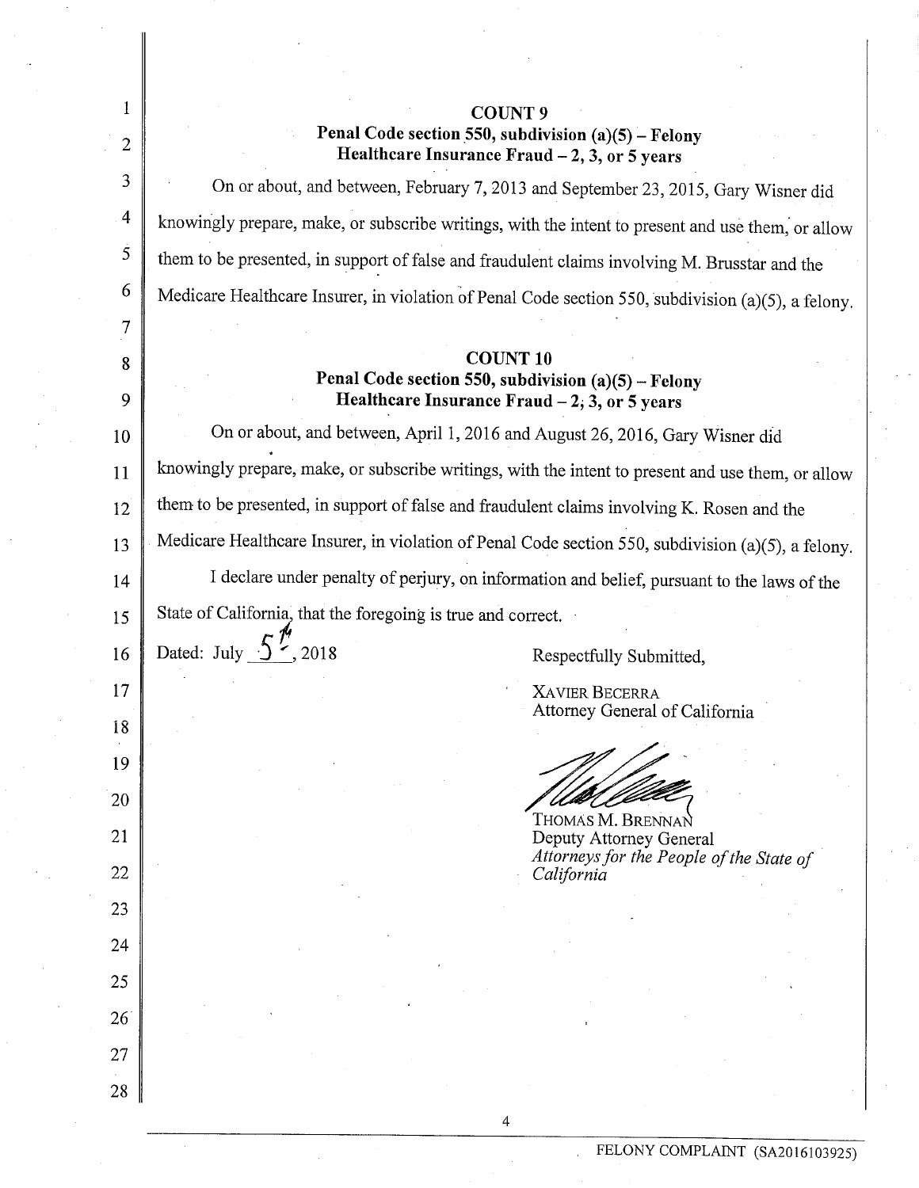**COUNT 9**
**Penal Code section 550, subdivision (a)(5) – Felony Healthcare Insurance Fraud – 2, 3, or 5 years**

On or about, and between, February 7, 2013 and September 23, 2015, Gary Wisner did knowingly prepare, make, or subscribe writings, with the intent to present and use them, or allow them to be presented, in support of false and fraudulent claims involving M. Brusstar and the Medicare Healthcare Insurer, in violation of Penal Code section 550, subdivision (a)(5), a felony.

**COUNT 10**
**Penal Code section 550, subdivision (a)(5) – Felony Healthcare Insurance Fraud – 2, 3, or 5 years**

On or about, and between, April 1, 2016 and August 26, 2016, Gary Wisner did knowingly prepare, make, or subscribe writings, with the intent to present and use them, or allow them to be presented, in support of false and fraudulent claims involving K. Rosen and the Medicare Healthcare Insurer, in violation of Penal Code section 550, subdivision (a)(5), a felony.

I declare under penalty of perjury, on information and belief, pursuant to the laws of the State of California, that the foregoing is true and correct.

Dated: July 5th, 2018

Respectfully Submitted,

XAVIER BECERRA
Attorney General of California

THOMAS M. BRENNAN
Deputy Attorney General
*Attorneys for the People of the State of California*

FELONY COMPLAINT (SA2016103925)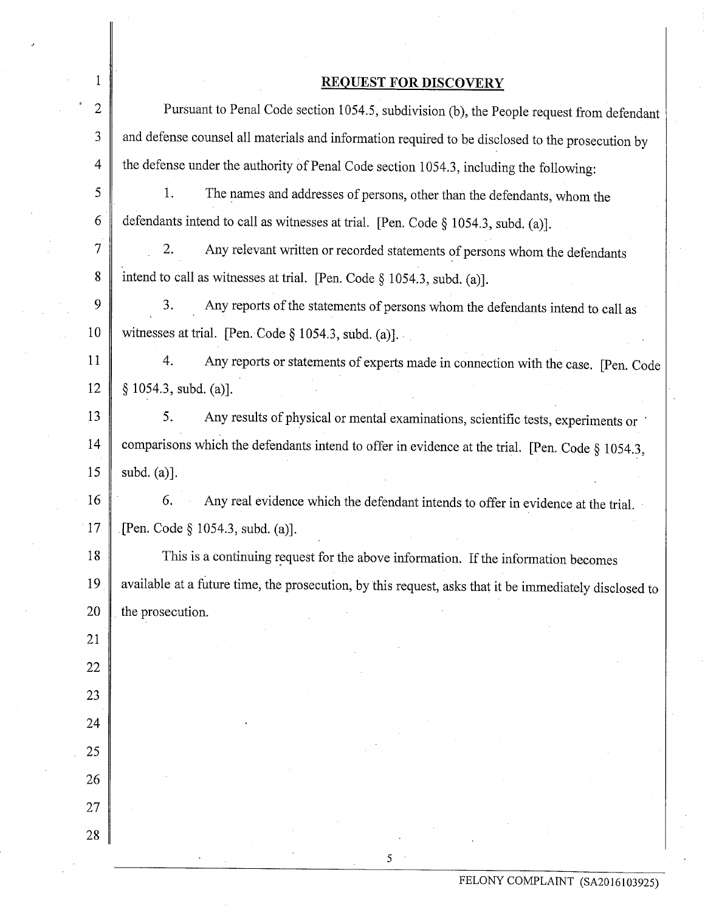## REQUEST FOR DISCOVERY

Pursuant to Penal Code section 1054.5, subdivision (b), the People request from defendant and defense counsel all materials and information required to be disclosed to the prosecution by the defense under the authority of Penal Code section 1054.3, including the following:

1. The names and addresses of persons, other than the defendants, whom the defendants intend to call as witnesses at trial. [Pen. Code § 1054.3, subd. (a)].

2. Any relevant written or recorded statements of persons whom the defendants intend to call as witnesses at trial. [Pen. Code § 1054.3, subd. (a)].

3. Any reports of the statements of persons whom the defendants intend to call as witnesses at trial. [Pen. Code § 1054.3, subd. (a)].

4. Any reports or statements of experts made in connection with the case. [Pen. Code § 1054.3, subd. (a)].

5. Any results of physical or mental examinations, scientific tests, experiments or comparisons which the defendants intend to offer in evidence at the trial. [Pen. Code § 1054.3, subd. (a)].

6. Any real evidence which the defendant intends to offer in evidence at the trial. [Pen. Code § 1054.3, subd. (a)].

This is a continuing request for the above information. If the information becomes available at a future time, the prosecution, by this request, asks that it be immediately disclosed to the prosecution.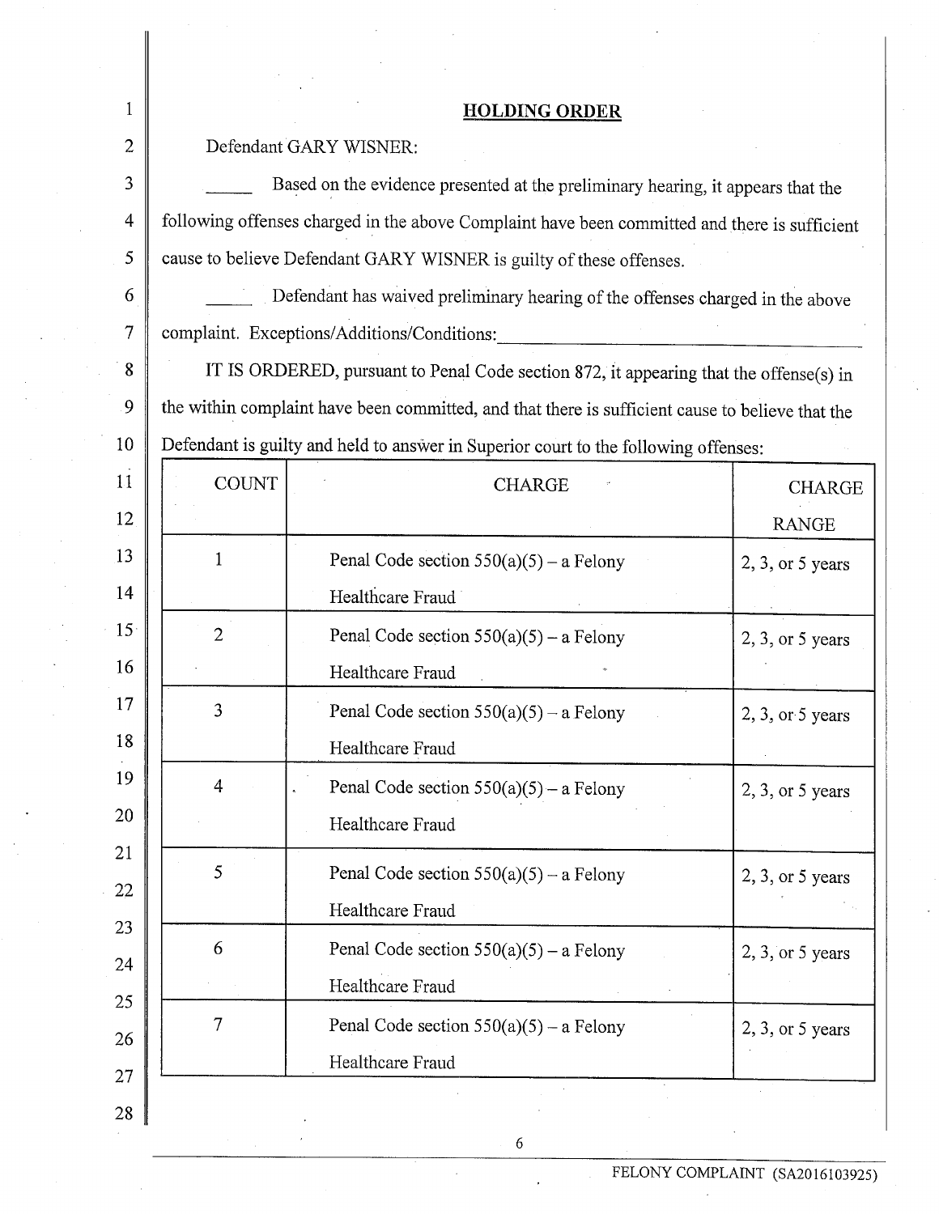## HOLDING ORDER

Defendant GARY WISNER:

\_\_\_\_\_ Based on the evidence presented at the preliminary hearing, it appears that the following offenses charged in the above Complaint have been committed and there is sufficient cause to believe Defendant GARY WISNER is guilty of these offenses.

\_\_\_\_\_ Defendant has waived preliminary hearing of the offenses charged in the above complaint. Exceptions/Additions/Conditions:\_\_\_\_\_\_\_\_\_\_\_\_\_\_\_\_\_\_\_\_\_\_\_\_\_\_\_\_\_\_\_\_\_\_\_\_\_\_\_\_

IT IS ORDERED, pursuant to Penal Code section 872, it appearing that the offense(s) in the within complaint have been committed, and that there is sufficient cause to believe that the Defendant is guilty and held to answer in Superior court to the following offenses:

| COUNT | CHARGE | CHARGE RANGE |
|---|---|---|
| 1 | Penal Code section 550(a)(5) – a Felony Healthcare Fraud | 2, 3, or 5 years |
| 2 | Penal Code section 550(a)(5) – a Felony Healthcare Fraud | 2, 3, or 5 years |
| 3 | Penal Code section 550(a)(5) – a Felony Healthcare Fraud | 2, 3, or 5 years |
| 4 | Penal Code section 550(a)(5) – a Felony Healthcare Fraud | 2, 3, or 5 years |
| 5 | Penal Code section 550(a)(5) – a Felony Healthcare Fraud | 2, 3, or 5 years |
| 6 | Penal Code section 550(a)(5) – a Felony Healthcare Fraud | 2, 3, or 5 years |
| 7 | Penal Code section 550(a)(5) – a Felony Healthcare Fraud | 2, 3, or 5 years |

FELONY COMPLAINT (SA2016103925)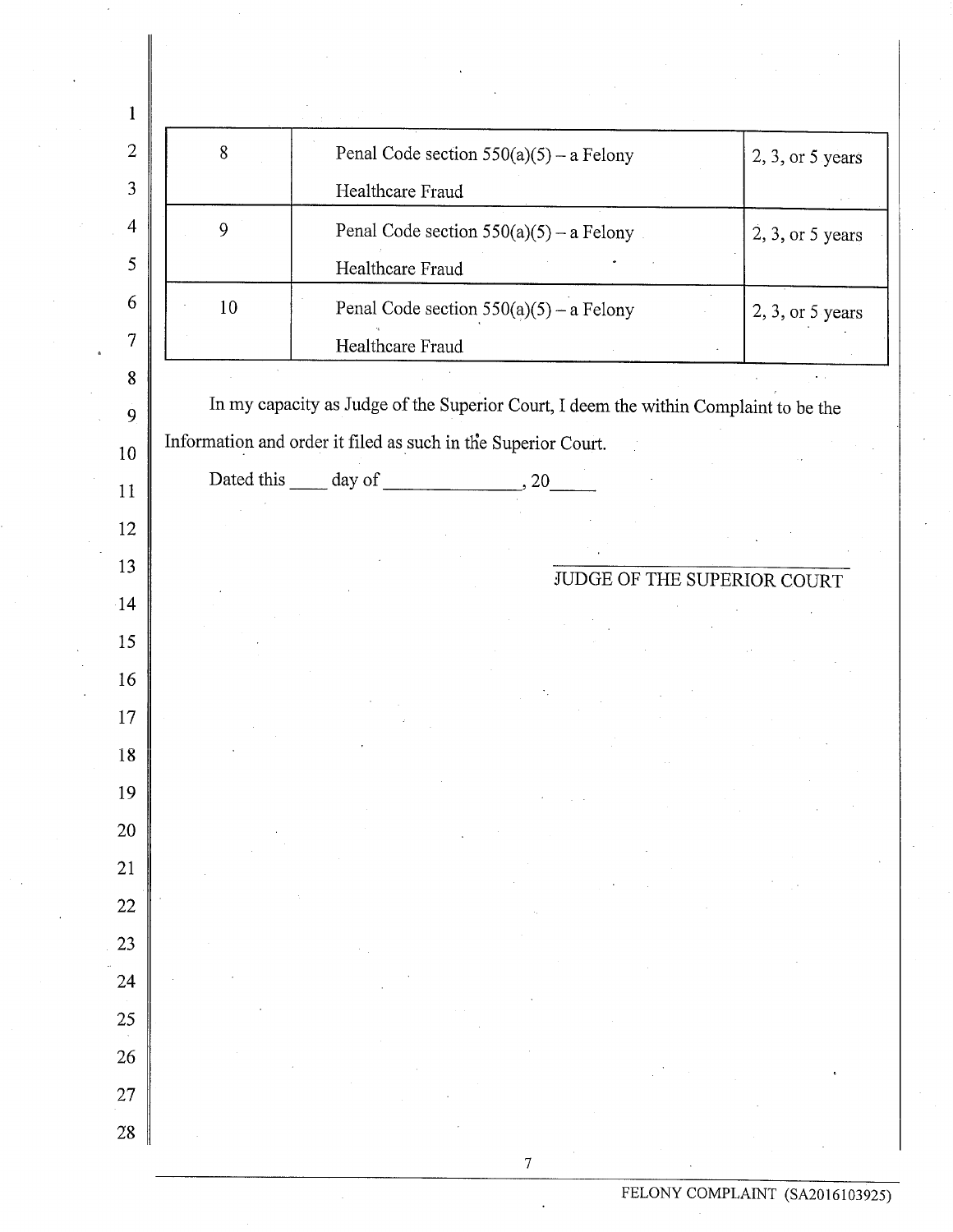| | | |
|---|---|---|
| 8 | Penal Code section 550(a)(5) – a Felony Healthcare Fraud | 2, 3, or 5 years |
| 9 | Penal Code section 550(a)(5) – a Felony Healthcare Fraud | 2, 3, or 5 years |
| 10 | Penal Code section 550(a)(5) – a Felony Healthcare Fraud | 2, 3, or 5 years |

In my capacity as Judge of the Superior Court, I deem the within Complaint to be the Information and order it filed as such in the Superior Court.

Dated this ____ day of ______________, 20_____

______________________________
JUDGE OF THE SUPERIOR COURT

FELONY COMPLAINT (SA2016103925)